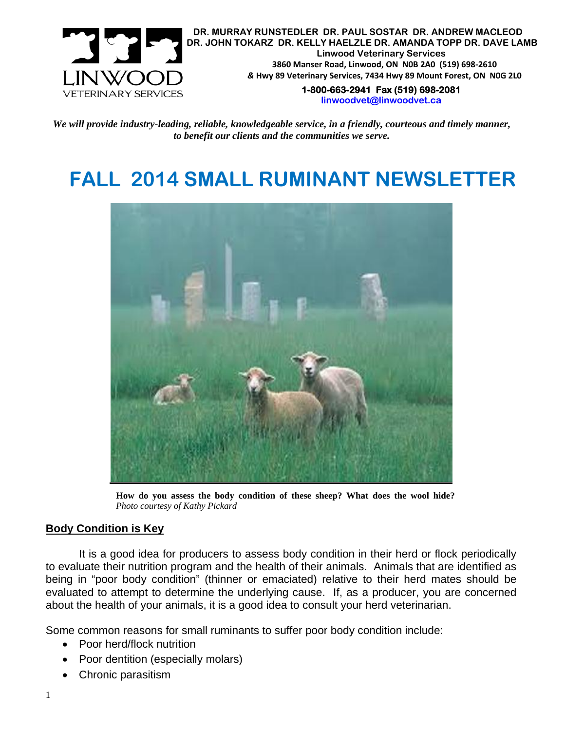DR. MURRAY RUNSTEDLER DR. PAUL SOSTAR DR. ANDREW MACLEOD
DR. JOHN TOKARZ DR. KELLY HAELZLE DR. AMANDA TOPP DR. DAVE LAMB
Linwood Veterinary Services
3860 Manser Road, Linwood, ON N0B 2A0 (519) 698-2610
& Hwy 89 Veterinary Services, 7434 Hwy 89 Mount Forest, ON N0G 2L0
1-800-663-2941 Fax (519) 698-2081
linwoodvet@linwoodvet.ca

*We will provide industry-leading, reliable, knowledgeable service, in a friendly, courteous and timely manner, to benefit our clients and the communities we serve.*

# FALL 2014 SMALL RUMINANT NEWSLETTER

**How do you assess the body condition of these sheep? What does the wool hide?**
*Photo courtesy of Kathy Pickard*

## Body Condition is Key

It is a good idea for producers to assess body condition in their herd or flock periodically to evaluate their nutrition program and the health of their animals. Animals that are identified as being in "poor body condition" (thinner or emaciated) relative to their herd mates should be evaluated to attempt to determine the underlying cause. If, as a producer, you are concerned about the health of your animals, it is a good idea to consult your herd veterinarian.

Some common reasons for small ruminants to suffer poor body condition include:

- Poor herd/flock nutrition
- Poor dentition (especially molars)
- Chronic parasitism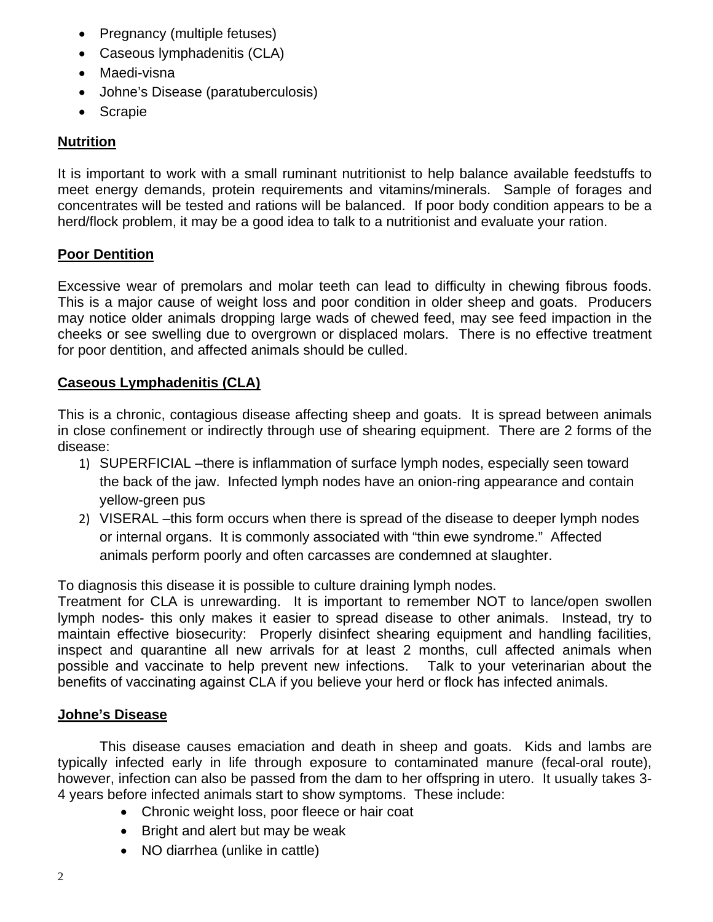- Pregnancy (multiple fetuses)
- Caseous lymphadenitis (CLA)
- Maedi-visna
- Johne's Disease (paratuberculosis)
- Scrapie

## Nutrition

It is important to work with a small ruminant nutritionist to help balance available feedstuffs to meet energy demands, protein requirements and vitamins/minerals. Sample of forages and concentrates will be tested and rations will be balanced. If poor body condition appears to be a herd/flock problem, it may be a good idea to talk to a nutritionist and evaluate your ration.

## Poor Dentition

Excessive wear of premolars and molar teeth can lead to difficulty in chewing fibrous foods. This is a major cause of weight loss and poor condition in older sheep and goats. Producers may notice older animals dropping large wads of chewed feed, may see feed impaction in the cheeks or see swelling due to overgrown or displaced molars. There is no effective treatment for poor dentition, and affected animals should be culled.

## Caseous Lymphadenitis (CLA)

This is a chronic, contagious disease affecting sheep and goats. It is spread between animals in close confinement or indirectly through use of shearing equipment. There are 2 forms of the disease:

1) SUPERFICIAL –there is inflammation of surface lymph nodes, especially seen toward the back of the jaw. Infected lymph nodes have an onion-ring appearance and contain yellow-green pus
2) VISERAL –this form occurs when there is spread of the disease to deeper lymph nodes or internal organs. It is commonly associated with "thin ewe syndrome." Affected animals perform poorly and often carcasses are condemned at slaughter.

To diagnosis this disease it is possible to culture draining lymph nodes.
Treatment for CLA is unrewarding. It is important to remember NOT to lance/open swollen lymph nodes- this only makes it easier to spread disease to other animals. Instead, try to maintain effective biosecurity: Properly disinfect shearing equipment and handling facilities, inspect and quarantine all new arrivals for at least 2 months, cull affected animals when possible and vaccinate to help prevent new infections. Talk to your veterinarian about the benefits of vaccinating against CLA if you believe your herd or flock has infected animals.

## Johne's Disease

This disease causes emaciation and death in sheep and goats. Kids and lambs are typically infected early in life through exposure to contaminated manure (fecal-oral route), however, infection can also be passed from the dam to her offspring in utero. It usually takes 3-4 years before infected animals start to show symptoms. These include:

- Chronic weight loss, poor fleece or hair coat
- Bright and alert but may be weak
- NO diarrhea (unlike in cattle)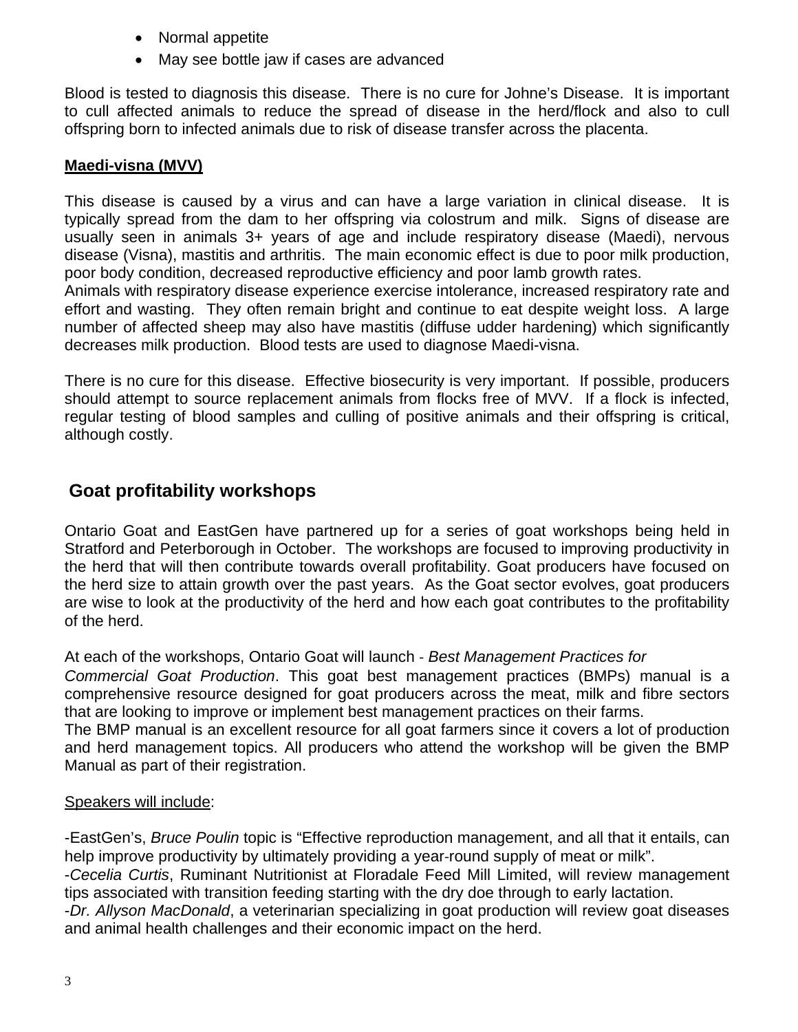- Normal appetite
- May see bottle jaw if cases are advanced

Blood is tested to diagnosis this disease. There is no cure for Johne's Disease. It is important to cull affected animals to reduce the spread of disease in the herd/flock and also to cull offspring born to infected animals due to risk of disease transfer across the placenta.

**Maedi-visna (MVV)**

This disease is caused by a virus and can have a large variation in clinical disease. It is typically spread from the dam to her offspring via colostrum and milk. Signs of disease are usually seen in animals 3+ years of age and include respiratory disease (Maedi), nervous disease (Visna), mastitis and arthritis. The main economic effect is due to poor milk production, poor body condition, decreased reproductive efficiency and poor lamb growth rates.
Animals with respiratory disease experience exercise intolerance, increased respiratory rate and effort and wasting. They often remain bright and continue to eat despite weight loss. A large number of affected sheep may also have mastitis (diffuse udder hardening) which significantly decreases milk production. Blood tests are used to diagnose Maedi-visna.

There is no cure for this disease. Effective biosecurity is very important. If possible, producers should attempt to source replacement animals from flocks free of MVV. If a flock is infected, regular testing of blood samples and culling of positive animals and their offspring is critical, although costly.

## Goat profitability workshops

Ontario Goat and EastGen have partnered up for a series of goat workshops being held in Stratford and Peterborough in October. The workshops are focused to improving productivity in the herd that will then contribute towards overall profitability. Goat producers have focused on the herd size to attain growth over the past years. As the Goat sector evolves, goat producers are wise to look at the productivity of the herd and how each goat contributes to the profitability of the herd.

At each of the workshops, Ontario Goat will launch - *Best Management Practices for Commercial Goat Production*. This goat best management practices (BMPs) manual is a comprehensive resource designed for goat producers across the meat, milk and fibre sectors that are looking to improve or implement best management practices on their farms.
The BMP manual is an excellent resource for all goat farmers since it covers a lot of production and herd management topics. All producers who attend the workshop will be given the BMP Manual as part of their registration.

Speakers will include:

-EastGen's, *Bruce Poulin* topic is "Effective reproduction management, and all that it entails, can help improve productivity by ultimately providing a year-round supply of meat or milk".
-*Cecelia Curtis*, Ruminant Nutritionist at Floradale Feed Mill Limited, will review management tips associated with transition feeding starting with the dry doe through to early lactation.
-*Dr. Allyson MacDonald*, a veterinarian specializing in goat production will review goat diseases and animal health challenges and their economic impact on the herd.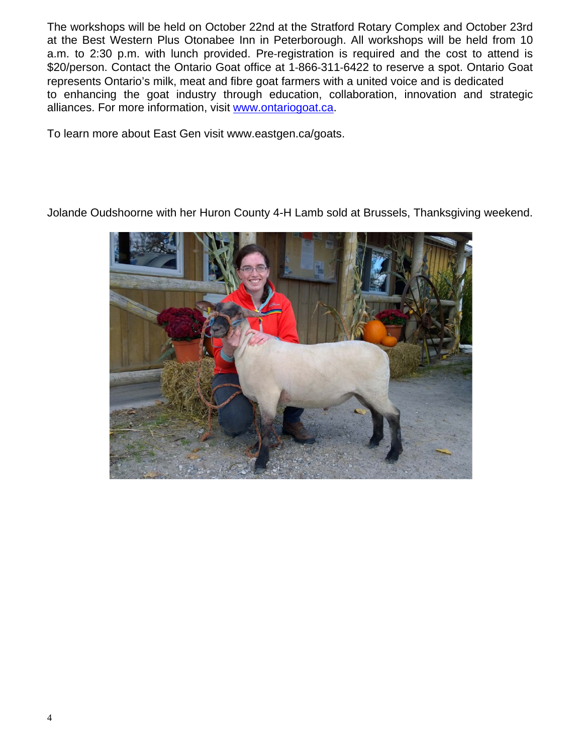The workshops will be held on October 22nd at the Stratford Rotary Complex and October 23rd at the Best Western Plus Otonabee Inn in Peterborough. All workshops will be held from 10 a.m. to 2:30 p.m. with lunch provided. Pre-registration is required and the cost to attend is $20/person. Contact the Ontario Goat office at 1-866-311-6422 to reserve a spot. Ontario Goat represents Ontario's milk, meat and fibre goat farmers with a united voice and is dedicated to enhancing the goat industry through education, collaboration, innovation and strategic alliances. For more information, visit www.ontariogoat.ca.

To learn more about East Gen visit www.eastgen.ca/goats.

Jolande Oudshoorne with her Huron County 4-H Lamb sold at Brussels, Thanksgiving weekend.